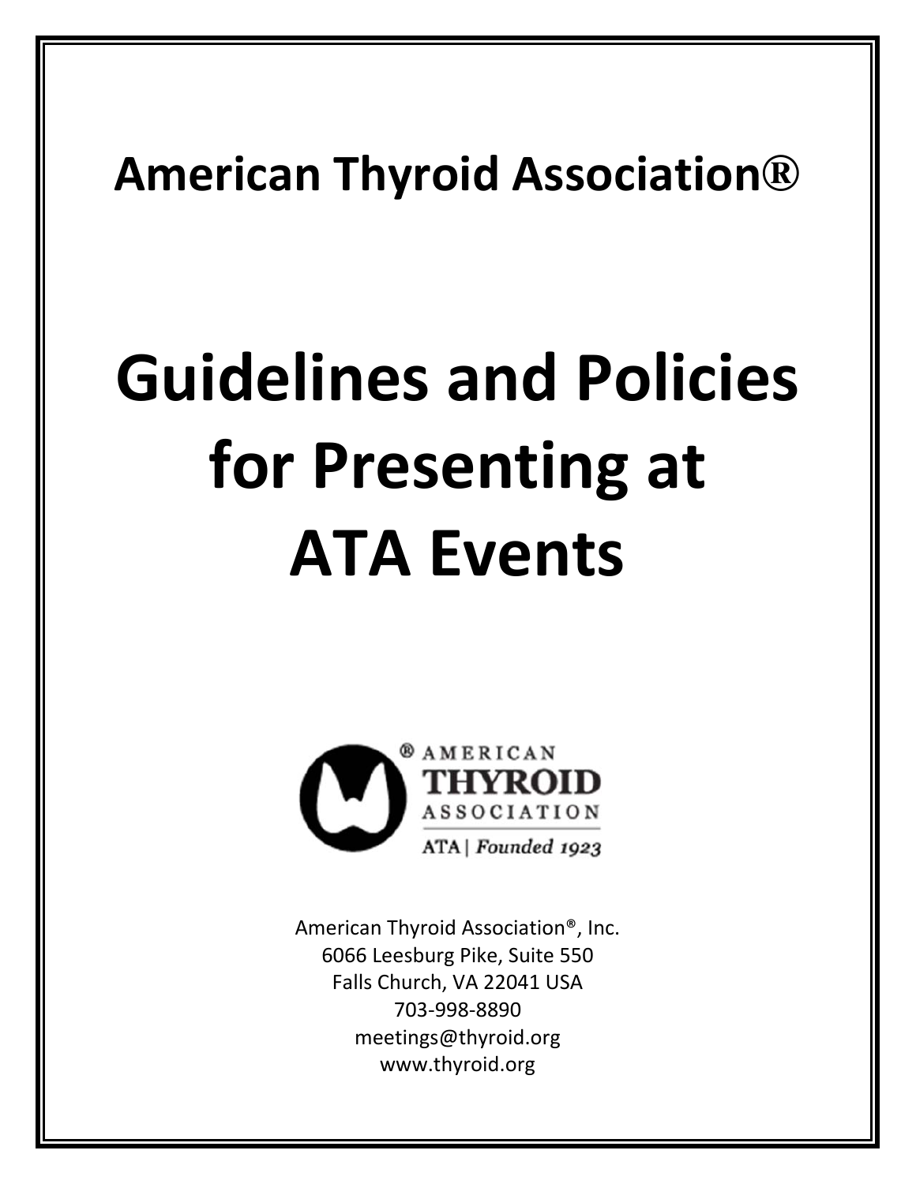# American Thyroid Association®

# Guidelines and Policies for Presenting at ATA Events

AMERICAN THYROID ASSOCIATION

ATA | *Founded 1923*

American Thyroid Association®, Inc.
6066 Leesburg Pike, Suite 550
Falls Church, VA 22041 USA
703-998-8890
meetings@thyroid.org
www.thyroid.org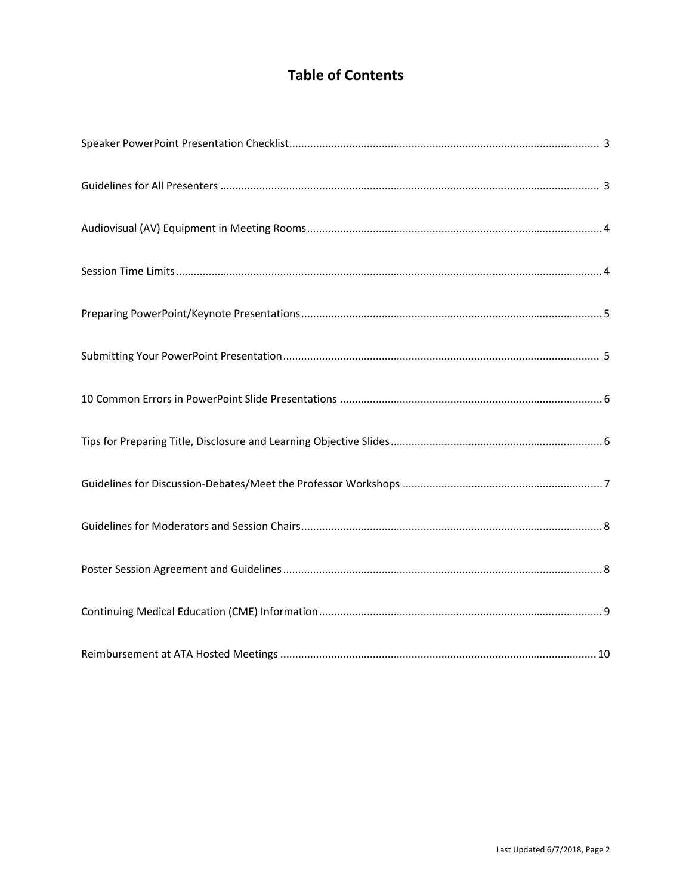# Table of Contents

Speaker PowerPoint Presentation Checklist........................................................................................................ 3

Guidelines for All Presenters .............................................................................................................................. 3

Audiovisual (AV) Equipment in Meeting Rooms.................................................................................................. 4

Session Time Limits.............................................................................................................................................. 4

Preparing PowerPoint/Keynote Presentations.................................................................................................... 5

Submitting Your PowerPoint Presentation.......................................................................................................... 5

10 Common Errors in PowerPoint Slide Presentations ....................................................................................... 6

Tips for Preparing Title, Disclosure and Learning Objective Slides...................................................................... 6

Guidelines for Discussion-Debates/Meet the Professor Workshops .................................................................. 7

Guidelines for Moderators and Session Chairs.................................................................................................... 8

Poster Session Agreement and Guidelines.......................................................................................................... 8

Continuing Medical Education (CME) Information.............................................................................................. 9

Reimbursement at ATA Hosted Meetings .......................................................................................................... 10

Last Updated 6/7/2018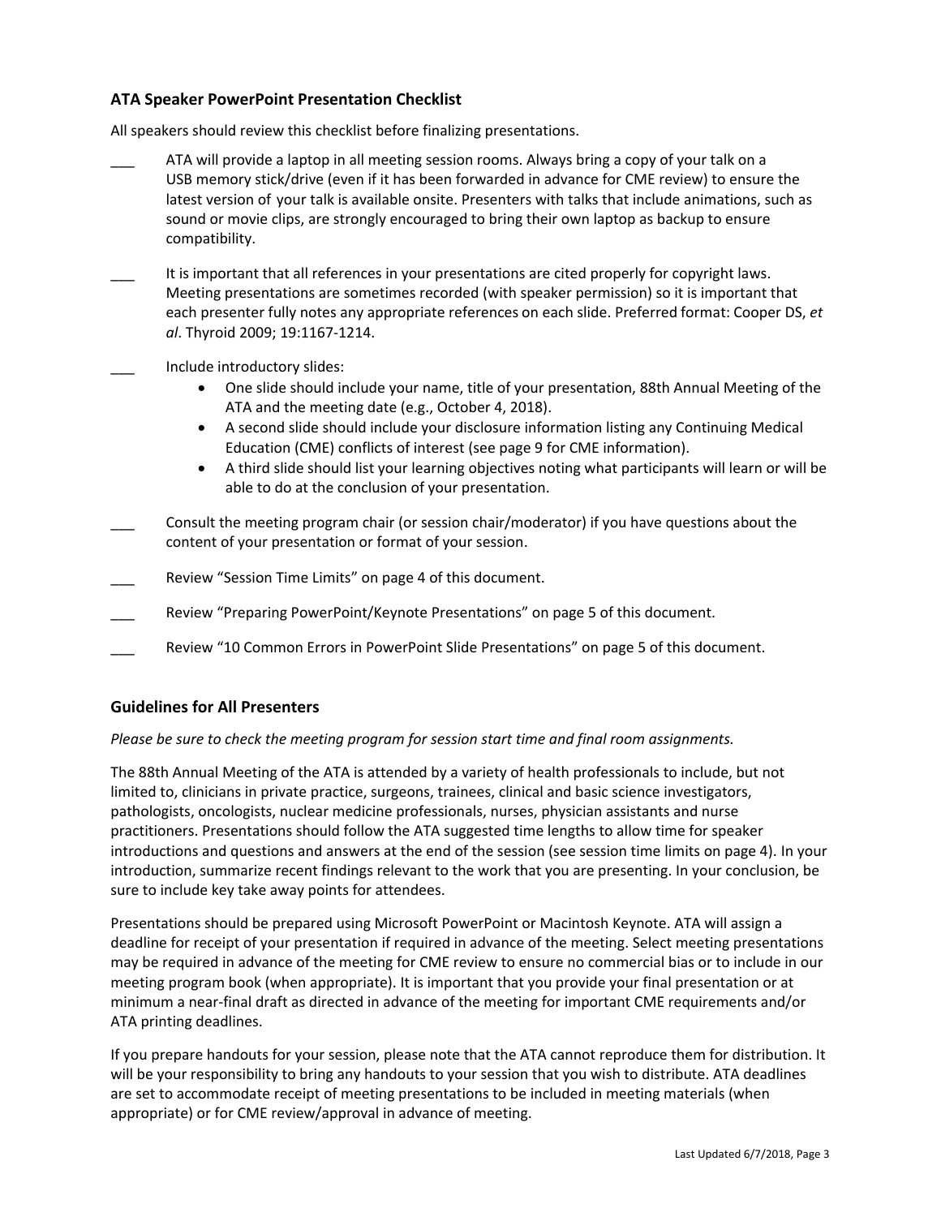### ATA Speaker PowerPoint Presentation Checklist

All speakers should review this checklist before finalizing presentations.

___ ATA will provide a laptop in all meeting session rooms. Always bring a copy of your talk on a USB memory stick/drive (even if it has been forwarded in advance for CME review) to ensure the latest version of your talk is available onsite. Presenters with talks that include animations, such as sound or movie clips, are strongly encouraged to bring their own laptop as backup to ensure compatibility.

___ It is important that all references in your presentations are cited properly for copyright laws. Meeting presentations are sometimes recorded (with speaker permission) so it is important that each presenter fully notes any appropriate references on each slide. Preferred format: Cooper DS, *et al*. Thyroid 2009; 19:1167-1214.

___ Include introductory slides:

- One slide should include your name, title of your presentation, 88th Annual Meeting of the ATA and the meeting date (e.g., October 4, 2018).
- A second slide should include your disclosure information listing any Continuing Medical Education (CME) conflicts of interest (see page 9 for CME information).
- A third slide should list your learning objectives noting what participants will learn or will be able to do at the conclusion of your presentation.

___ Consult the meeting program chair (or session chair/moderator) if you have questions about the content of your presentation or format of your session.

___ Review "Session Time Limits" on page 4 of this document.

___ Review "Preparing PowerPoint/Keynote Presentations" on page 5 of this document.

___ Review "10 Common Errors in PowerPoint Slide Presentations" on page 5 of this document.

### Guidelines for All Presenters

*Please be sure to check the meeting program for session start time and final room assignments.*

The 88th Annual Meeting of the ATA is attended by a variety of health professionals to include, but not limited to, clinicians in private practice, surgeons, trainees, clinical and basic science investigators, pathologists, oncologists, nuclear medicine professionals, nurses, physician assistants and nurse practitioners. Presentations should follow the ATA suggested time lengths to allow time for speaker introductions and questions and answers at the end of the session (see session time limits on page 4). In your introduction, summarize recent findings relevant to the work that you are presenting. In your conclusion, be sure to include key take away points for attendees.

Presentations should be prepared using Microsoft PowerPoint or Macintosh Keynote. ATA will assign a deadline for receipt of your presentation if required in advance of the meeting. Select meeting presentations may be required in advance of the meeting for CME review to ensure no commercial bias or to include in our meeting program book (when appropriate). It is important that you provide your final presentation or at minimum a near-final draft as directed in advance of the meeting for important CME requirements and/or ATA printing deadlines.

If you prepare handouts for your session, please note that the ATA cannot reproduce them for distribution. It will be your responsibility to bring any handouts to your session that you wish to distribute. ATA deadlines are set to accommodate receipt of meeting presentations to be included in meeting materials (when appropriate) or for CME review/approval in advance of meeting.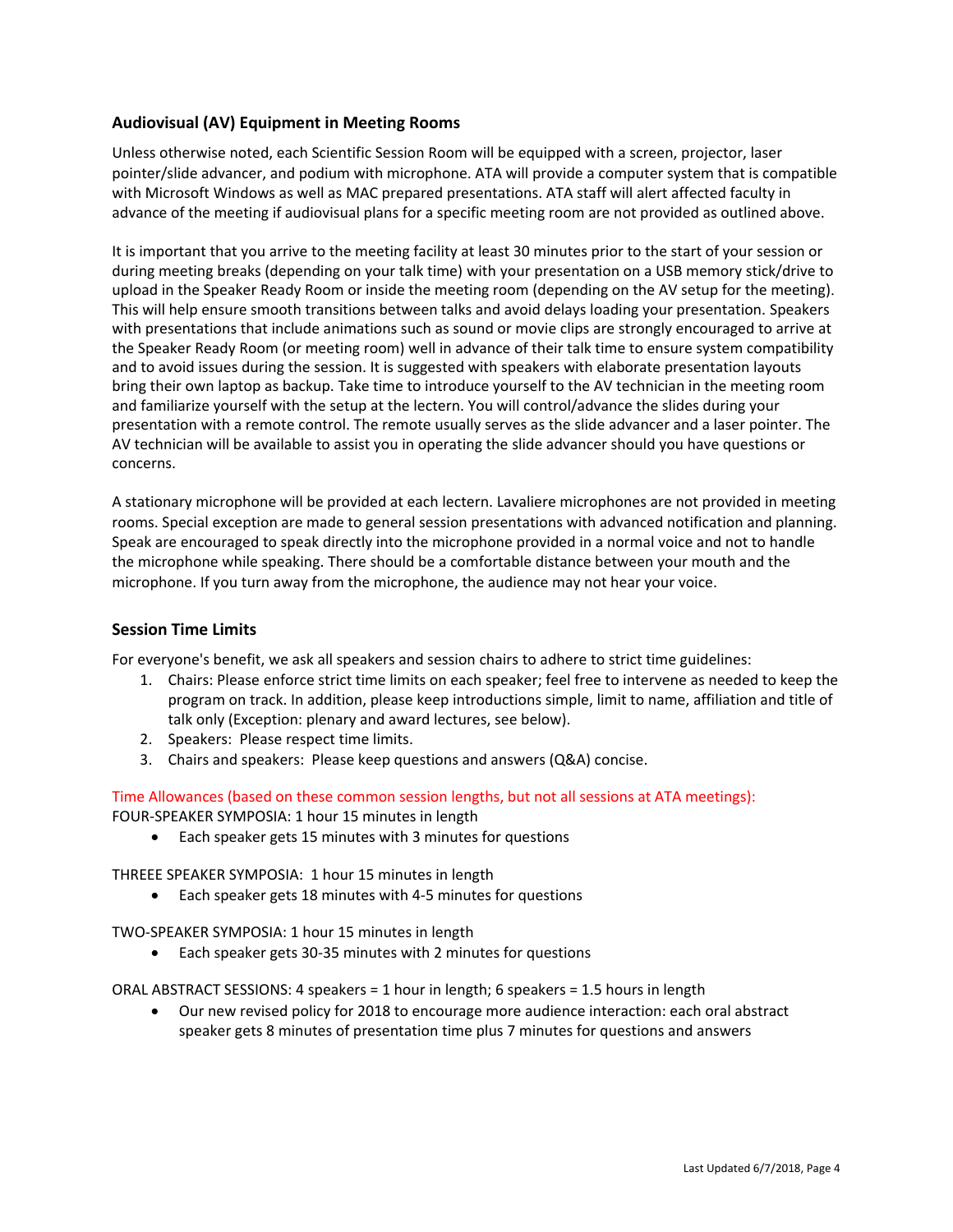## Audiovisual (AV) Equipment in Meeting Rooms

Unless otherwise noted, each Scientific Session Room will be equipped with a screen, projector, laser pointer/slide advancer, and podium with microphone. ATA will provide a computer system that is compatible with Microsoft Windows as well as MAC prepared presentations. ATA staff will alert affected faculty in advance of the meeting if audiovisual plans for a specific meeting room are not provided as outlined above.

It is important that you arrive to the meeting facility at least 30 minutes prior to the start of your session or during meeting breaks (depending on your talk time) with your presentation on a USB memory stick/drive to upload in the Speaker Ready Room or inside the meeting room (depending on the AV setup for the meeting). This will help ensure smooth transitions between talks and avoid delays loading your presentation. Speakers with presentations that include animations such as sound or movie clips are strongly encouraged to arrive at the Speaker Ready Room (or meeting room) well in advance of their talk time to ensure system compatibility and to avoid issues during the session. It is suggested with speakers with elaborate presentation layouts bring their own laptop as backup. Take time to introduce yourself to the AV technician in the meeting room and familiarize yourself with the setup at the lectern. You will control/advance the slides during your presentation with a remote control. The remote usually serves as the slide advancer and a laser pointer. The AV technician will be available to assist you in operating the slide advancer should you have questions or concerns.

A stationary microphone will be provided at each lectern. Lavaliere microphones are not provided in meeting rooms. Special exception are made to general session presentations with advanced notification and planning. Speak are encouraged to speak directly into the microphone provided in a normal voice and not to handle the microphone while speaking. There should be a comfortable distance between your mouth and the microphone. If you turn away from the microphone, the audience may not hear your voice.

## Session Time Limits

For everyone's benefit, we ask all speakers and session chairs to adhere to strict time guidelines:

1. Chairs: Please enforce strict time limits on each speaker; feel free to intervene as needed to keep the program on track. In addition, please keep introductions simple, limit to name, affiliation and title of talk only (Exception: plenary and award lectures, see below).
2. Speakers: Please respect time limits.
3. Chairs and speakers: Please keep questions and answers (Q&A) concise.

Time Allowances (based on these common session lengths, but not all sessions at ATA meetings):

FOUR-SPEAKER SYMPOSIA: 1 hour 15 minutes in length

- Each speaker gets 15 minutes with 3 minutes for questions

THREEE SPEAKER SYMPOSIA: 1 hour 15 minutes in length

- Each speaker gets 18 minutes with 4-5 minutes for questions

TWO-SPEAKER SYMPOSIA: 1 hour 15 minutes in length

- Each speaker gets 30-35 minutes with 2 minutes for questions

ORAL ABSTRACT SESSIONS: 4 speakers = 1 hour in length; 6 speakers = 1.5 hours in length

- Our new revised policy for 2018 to encourage more audience interaction: each oral abstract speaker gets 8 minutes of presentation time plus 7 minutes for questions and answers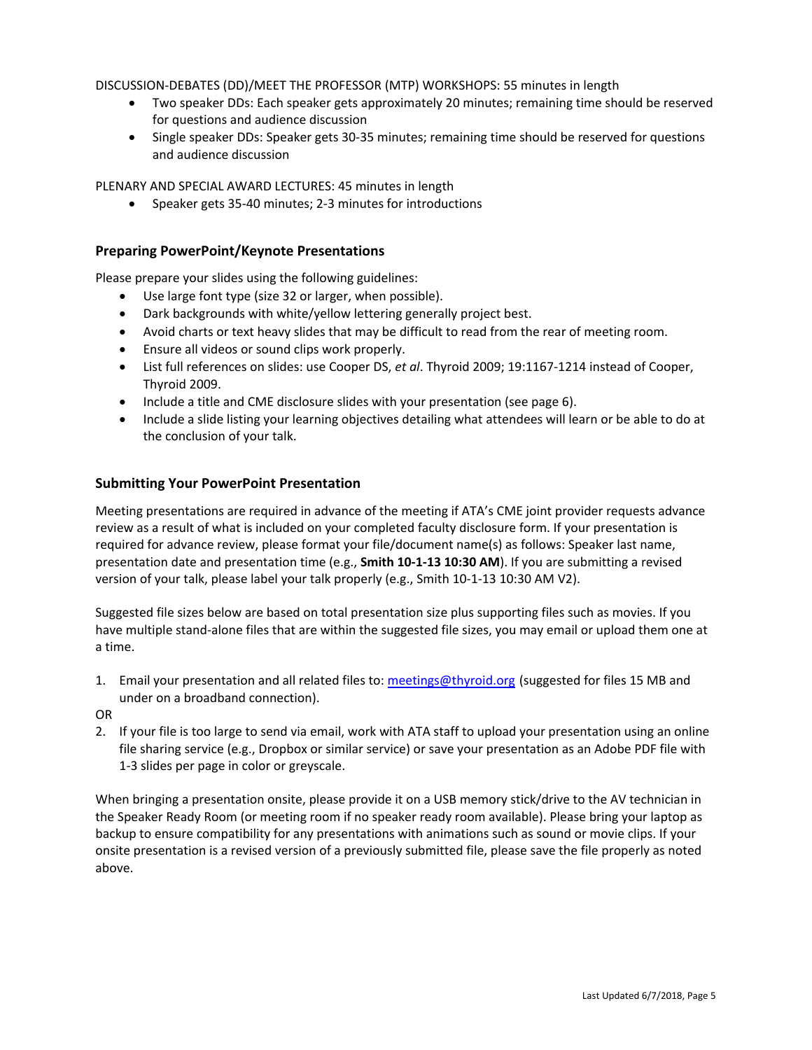DISCUSSION-DEBATES (DD)/MEET THE PROFESSOR (MTP) WORKSHOPS: 55 minutes in length

- Two speaker DDs: Each speaker gets approximately 20 minutes; remaining time should be reserved for questions and audience discussion
- Single speaker DDs: Speaker gets 30-35 minutes; remaining time should be reserved for questions and audience discussion

PLENARY AND SPECIAL AWARD LECTURES: 45 minutes in length

- Speaker gets 35-40 minutes; 2-3 minutes for introductions

### Preparing PowerPoint/Keynote Presentations

Please prepare your slides using the following guidelines:

- Use large font type (size 32 or larger, when possible).
- Dark backgrounds with white/yellow lettering generally project best.
- Avoid charts or text heavy slides that may be difficult to read from the rear of meeting room.
- Ensure all videos or sound clips work properly.
- List full references on slides: use Cooper DS, *et al*. Thyroid 2009; 19:1167-1214 instead of Cooper, Thyroid 2009.
- Include a title and CME disclosure slides with your presentation (see page 6).
- Include a slide listing your learning objectives detailing what attendees will learn or be able to do at the conclusion of your talk.

### Submitting Your PowerPoint Presentation

Meeting presentations are required in advance of the meeting if ATA's CME joint provider requests advance review as a result of what is included on your completed faculty disclosure form. If your presentation is required for advance review, please format your file/document name(s) as follows: Speaker last name, presentation date and presentation time (e.g., **Smith 10-1-13 10:30 AM**). If you are submitting a revised version of your talk, please label your talk properly (e.g., Smith 10-1-13 10:30 AM V2).

Suggested file sizes below are based on total presentation size plus supporting files such as movies. If you have multiple stand-alone files that are within the suggested file sizes, you may email or upload them one at a time.

1. Email your presentation and all related files to: meetings@thyroid.org (suggested for files 15 MB and under on a broadband connection).

OR

2. If your file is too large to send via email, work with ATA staff to upload your presentation using an online file sharing service (e.g., Dropbox or similar service) or save your presentation as an Adobe PDF file with 1-3 slides per page in color or greyscale.

When bringing a presentation onsite, please provide it on a USB memory stick/drive to the AV technician in the Speaker Ready Room (or meeting room if no speaker ready room available). Please bring your laptop as backup to ensure compatibility for any presentations with animations such as sound or movie clips. If your onsite presentation is a revised version of a previously submitted file, please save the file properly as noted above.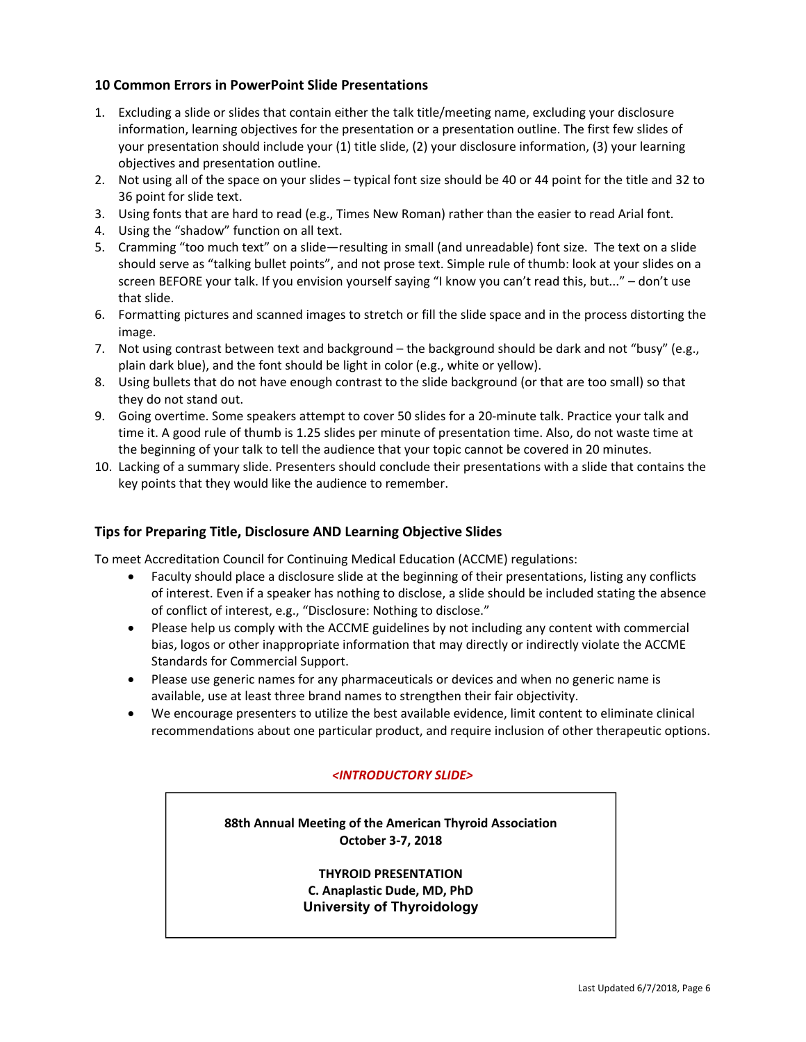## 10 Common Errors in PowerPoint Slide Presentations

1. Excluding a slide or slides that contain either the talk title/meeting name, excluding your disclosure information, learning objectives for the presentation or a presentation outline. The first few slides of your presentation should include your (1) title slide, (2) your disclosure information, (3) your learning objectives and presentation outline.
2. Not using all of the space on your slides – typical font size should be 40 or 44 point for the title and 32 to 36 point for slide text.
3. Using fonts that are hard to read (e.g., Times New Roman) rather than the easier to read Arial font.
4. Using the "shadow" function on all text.
5. Cramming "too much text" on a slide—resulting in small (and unreadable) font size. The text on a slide should serve as "talking bullet points", and not prose text. Simple rule of thumb: look at your slides on a screen BEFORE your talk. If you envision yourself saying "I know you can't read this, but..." – don't use that slide.
6. Formatting pictures and scanned images to stretch or fill the slide space and in the process distorting the image.
7. Not using contrast between text and background – the background should be dark and not "busy" (e.g., plain dark blue), and the font should be light in color (e.g., white or yellow).
8. Using bullets that do not have enough contrast to the slide background (or that are too small) so that they do not stand out.
9. Going overtime. Some speakers attempt to cover 50 slides for a 20-minute talk. Practice your talk and time it. A good rule of thumb is 1.25 slides per minute of presentation time. Also, do not waste time at the beginning of your talk to tell the audience that your topic cannot be covered in 20 minutes.
10. Lacking of a summary slide. Presenters should conclude their presentations with a slide that contains the key points that they would like the audience to remember.

## Tips for Preparing Title, Disclosure AND Learning Objective Slides

To meet Accreditation Council for Continuing Medical Education (ACCME) regulations:

- Faculty should place a disclosure slide at the beginning of their presentations, listing any conflicts of interest. Even if a speaker has nothing to disclose, a slide should be included stating the absence of conflict of interest, e.g., "Disclosure: Nothing to disclose."
- Please help us comply with the ACCME guidelines by not including any content with commercial bias, logos or other inappropriate information that may directly or indirectly violate the ACCME Standards for Commercial Support.
- Please use generic names for any pharmaceuticals or devices and when no generic name is available, use at least three brand names to strengthen their fair objectivity.
- We encourage presenters to utilize the best available evidence, limit content to eliminate clinical recommendations about one particular product, and require inclusion of other therapeutic options.

***<INTRODUCTORY SLIDE>***

**88th Annual Meeting of the American Thyroid Association**
**October 3-7, 2018**

**THYROID PRESENTATION**
**C. Anaplastic Dude, MD, PhD**
**University of Thyroidology**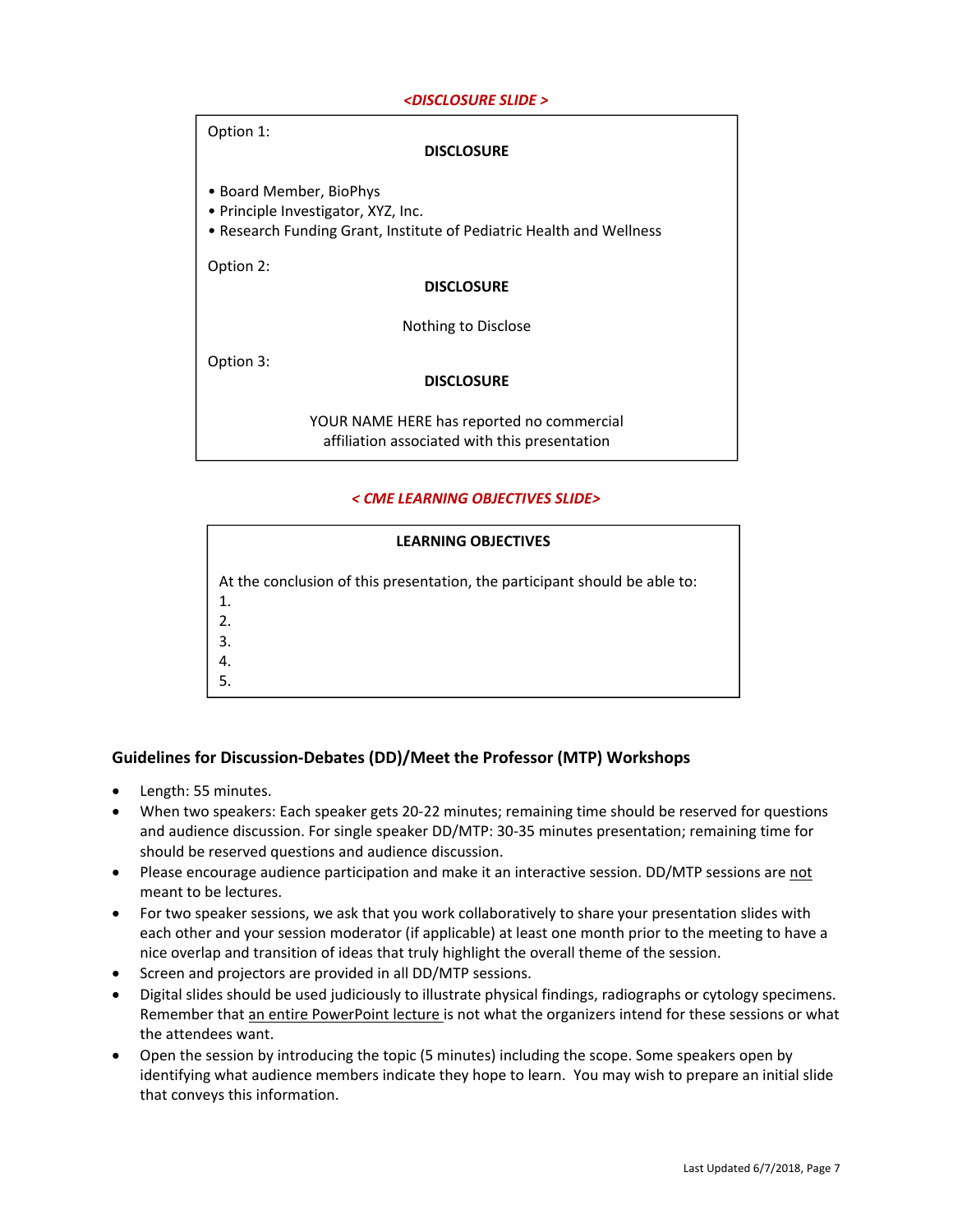*<DISCLOSURE SLIDE >*

Option 1:

**DISCLOSURE**

- Board Member, BioPhys
- Principle Investigator, XYZ, Inc.
- Research Funding Grant, Institute of Pediatric Health and Wellness

Option 2:

**DISCLOSURE**

Nothing to Disclose

Option 3:

**DISCLOSURE**

YOUR NAME HERE has reported no commercial affiliation associated with this presentation

*< CME LEARNING OBJECTIVES SLIDE>*

**LEARNING OBJECTIVES**

At the conclusion of this presentation, the participant should be able to:
1.
2.
3.
4.
5.

## Guidelines for Discussion-Debates (DD)/Meet the Professor (MTP) Workshops

- Length: 55 minutes.
- When two speakers: Each speaker gets 20-22 minutes; remaining time should be reserved for questions and audience discussion. For single speaker DD/MTP: 30-35 minutes presentation; remaining time for should be reserved questions and audience discussion.
- Please encourage audience participation and make it an interactive session. DD/MTP sessions are <u>not</u> meant to be lectures.
- For two speaker sessions, we ask that you work collaboratively to share your presentation slides with each other and your session moderator (if applicable) at least one month prior to the meeting to have a nice overlap and transition of ideas that truly highlight the overall theme of the session.
- Screen and projectors are provided in all DD/MTP sessions.
- Digital slides should be used judiciously to illustrate physical findings, radiographs or cytology specimens. Remember that <u>an entire PowerPoint lecture</u> is not what the organizers intend for these sessions or what the attendees want.
- Open the session by introducing the topic (5 minutes) including the scope. Some speakers open by identifying what audience members indicate they hope to learn. You may wish to prepare an initial slide that conveys this information.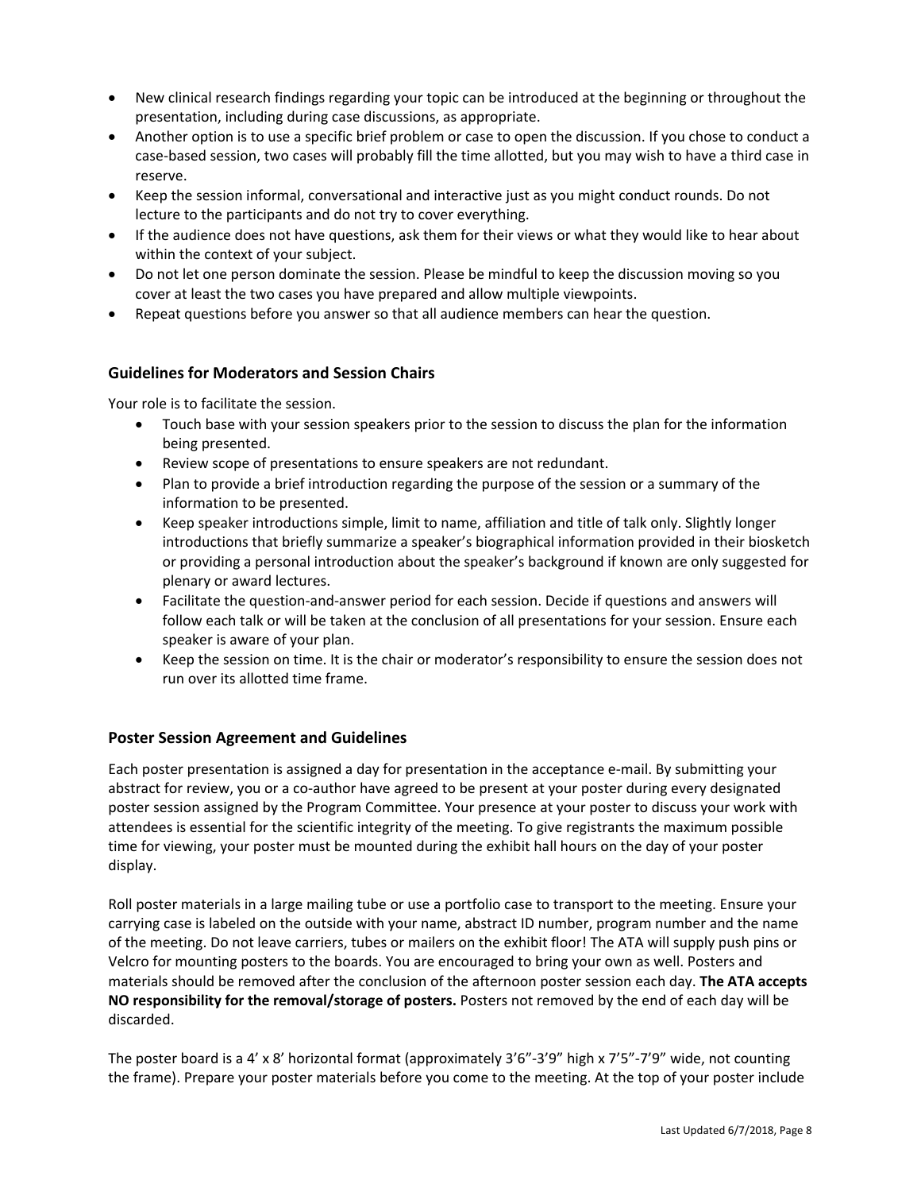- New clinical research findings regarding your topic can be introduced at the beginning or throughout the presentation, including during case discussions, as appropriate.
- Another option is to use a specific brief problem or case to open the discussion. If you chose to conduct a case-based session, two cases will probably fill the time allotted, but you may wish to have a third case in reserve.
- Keep the session informal, conversational and interactive just as you might conduct rounds. Do not lecture to the participants and do not try to cover everything.
- If the audience does not have questions, ask them for their views or what they would like to hear about within the context of your subject.
- Do not let one person dominate the session. Please be mindful to keep the discussion moving so you cover at least the two cases you have prepared and allow multiple viewpoints.
- Repeat questions before you answer so that all audience members can hear the question.

### Guidelines for Moderators and Session Chairs

Your role is to facilitate the session.

- Touch base with your session speakers prior to the session to discuss the plan for the information being presented.
- Review scope of presentations to ensure speakers are not redundant.
- Plan to provide a brief introduction regarding the purpose of the session or a summary of the information to be presented.
- Keep speaker introductions simple, limit to name, affiliation and title of talk only. Slightly longer introductions that briefly summarize a speaker's biographical information provided in their biosketch or providing a personal introduction about the speaker's background if known are only suggested for plenary or award lectures.
- Facilitate the question-and-answer period for each session. Decide if questions and answers will follow each talk or will be taken at the conclusion of all presentations for your session. Ensure each speaker is aware of your plan.
- Keep the session on time. It is the chair or moderator's responsibility to ensure the session does not run over its allotted time frame.

### Poster Session Agreement and Guidelines

Each poster presentation is assigned a day for presentation in the acceptance e-mail. By submitting your abstract for review, you or a co-author have agreed to be present at your poster during every designated poster session assigned by the Program Committee. Your presence at your poster to discuss your work with attendees is essential for the scientific integrity of the meeting. To give registrants the maximum possible time for viewing, your poster must be mounted during the exhibit hall hours on the day of your poster display.

Roll poster materials in a large mailing tube or use a portfolio case to transport to the meeting. Ensure your carrying case is labeled on the outside with your name, abstract ID number, program number and the name of the meeting. Do not leave carriers, tubes or mailers on the exhibit floor! The ATA will supply push pins or Velcro for mounting posters to the boards. You are encouraged to bring your own as well. Posters and materials should be removed after the conclusion of the afternoon poster session each day. **The ATA accepts NO responsibility for the removal/storage of posters.** Posters not removed by the end of each day will be discarded.

The poster board is a 4' x 8' horizontal format (approximately 3'6"-3'9" high x 7'5"-7'9" wide, not counting the frame). Prepare your poster materials before you come to the meeting. At the top of your poster include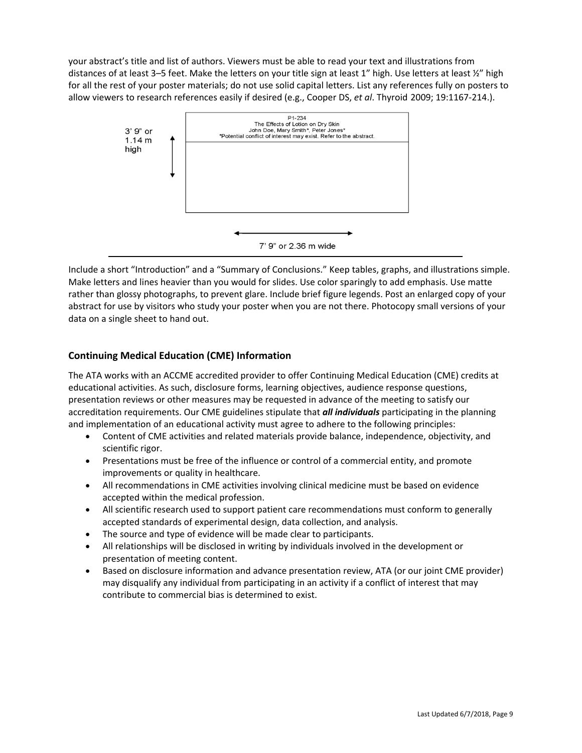your abstract's title and list of authors. Viewers must be able to read your text and illustrations from distances of at least 3–5 feet. Make the letters on your title sign at least 1" high. Use letters at least ½" high for all the rest of your poster materials; do not use solid capital letters. List any references fully on posters to allow viewers to research references easily if desired (e.g., Cooper DS, *et al*. Thyroid 2009; 19:1167-214.).

P1-234
The Effects of Lotion on Dry Skin
John Doe, Mary Smith*, Peter Jones*
*Potential conflict of interest may exist. Refer to the abstract.

3' 9" or 1.14 m high

7' 9" or 2.36 m wide

Include a short "Introduction" and a "Summary of Conclusions." Keep tables, graphs, and illustrations simple. Make letters and lines heavier than you would for slides. Use color sparingly to add emphasis. Use matte rather than glossy photographs, to prevent glare. Include brief figure legends. Post an enlarged copy of your abstract for use by visitors who study your poster when you are not there. Photocopy small versions of your data on a single sheet to hand out.

## Continuing Medical Education (CME) Information

The ATA works with an ACCME accredited provider to offer Continuing Medical Education (CME) credits at educational activities. As such, disclosure forms, learning objectives, audience response questions, presentation reviews or other measures may be requested in advance of the meeting to satisfy our accreditation requirements. Our CME guidelines stipulate that ***all individuals*** participating in the planning and implementation of an educational activity must agree to adhere to the following principles:

- Content of CME activities and related materials provide balance, independence, objectivity, and scientific rigor.
- Presentations must be free of the influence or control of a commercial entity, and promote improvements or quality in healthcare.
- All recommendations in CME activities involving clinical medicine must be based on evidence accepted within the medical profession.
- All scientific research used to support patient care recommendations must conform to generally accepted standards of experimental design, data collection, and analysis.
- The source and type of evidence will be made clear to participants.
- All relationships will be disclosed in writing by individuals involved in the development or presentation of meeting content.
- Based on disclosure information and advance presentation review, ATA (or our joint CME provider) may disqualify any individual from participating in an activity if a conflict of interest that may contribute to commercial bias is determined to exist.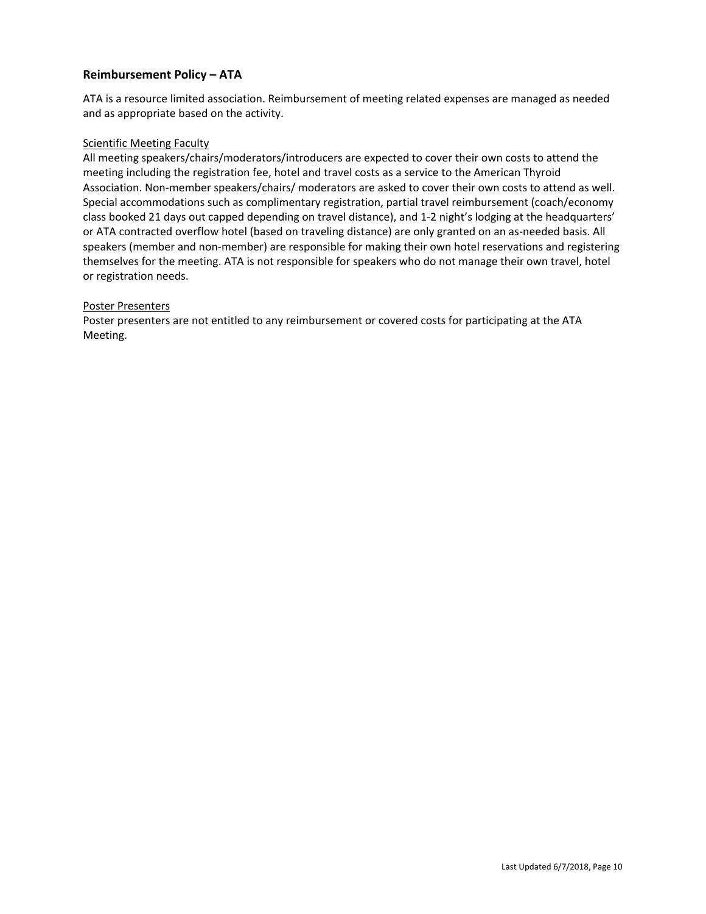## Reimbursement Policy – ATA

ATA is a resource limited association. Reimbursement of meeting related expenses are managed as needed and as appropriate based on the activity.

### Scientific Meeting Faculty

All meeting speakers/chairs/moderators/introducers are expected to cover their own costs to attend the meeting including the registration fee, hotel and travel costs as a service to the American Thyroid Association. Non-member speakers/chairs/ moderators are asked to cover their own costs to attend as well. Special accommodations such as complimentary registration, partial travel reimbursement (coach/economy class booked 21 days out capped depending on travel distance), and 1-2 night's lodging at the headquarters' or ATA contracted overflow hotel (based on traveling distance) are only granted on an as-needed basis. All speakers (member and non-member) are responsible for making their own hotel reservations and registering themselves for the meeting. ATA is not responsible for speakers who do not manage their own travel, hotel or registration needs.

### Poster Presenters

Poster presenters are not entitled to any reimbursement or covered costs for participating at the ATA Meeting.